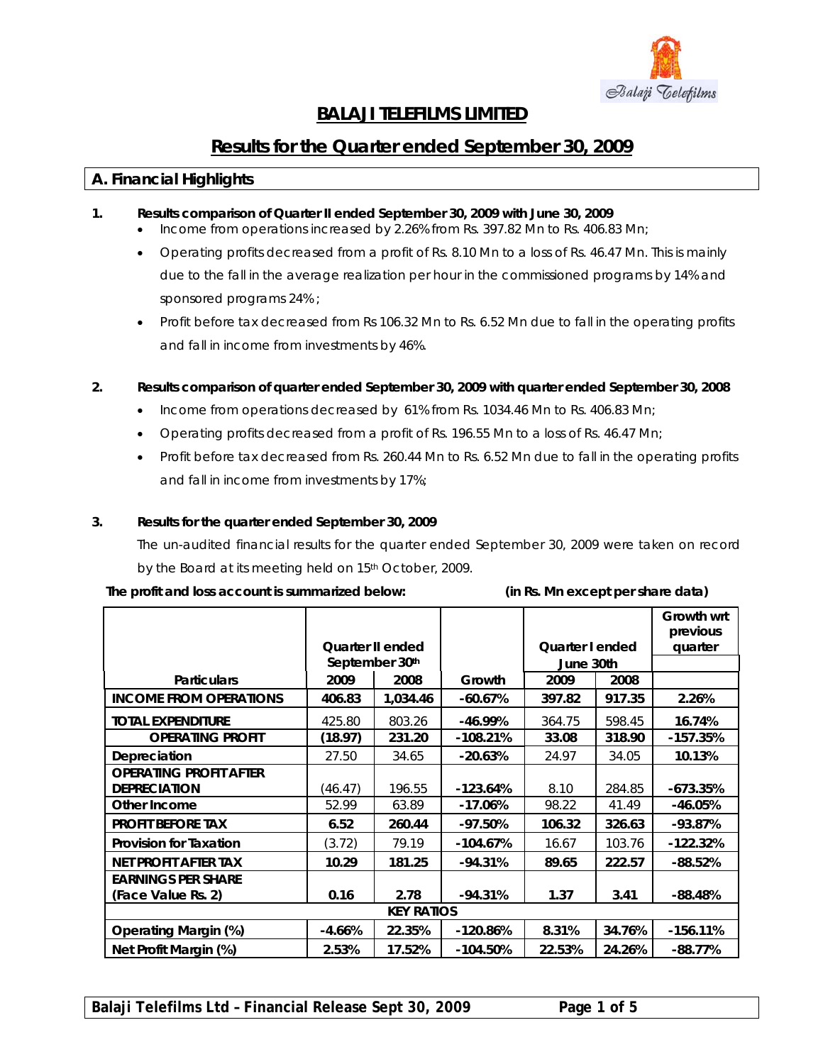# BALAJI TELEFILMS LIMITED

## Results for the Quarter ended September 30, 2009

### A. Financial Highlights

**1. Results comparison of Quarter II ended September 30, 2009 with June 30, 2009**

- Income from operations increased by 2.26% from Rs. 397.82 Mn to Rs. 406.83 Mn;
- Operating profits decreased from a profit of Rs. 8.10 Mn to a loss of Rs. 46.47 Mn. This is mainly due to the fall in the average realization per hour in the commissioned programs by 14% and sponsored programs 24% ;
- Profit before tax decreased from Rs 106.32 Mn to Rs. 6.52 Mn due to fall in the operating profits and fall in income from investments by 46%.

**2. Results comparison of quarter ended September 30, 2009 with quarter ended September 30, 2008**

- Income from operations decreased by 61% from Rs. 1034.46 Mn to Rs. 406.83 Mn;
- Operating profits decreased from a profit of Rs. 196.55 Mn to a loss of Rs. 46.47 Mn;
- Profit before tax decreased from Rs. 260.44 Mn to Rs. 6.52 Mn due to fall in the operating profits and fall in income from investments by 17%;

**3. Results for the quarter ended September 30, 2009**

The un-audited financial results for the quarter ended September 30, 2009 were taken on record by the Board at its meeting held on 15th October, 2009.

**The profit and loss account is summarized below:** **(in Rs. Mn except per share data)**

| | Quarter II ended September 30th | | | Quarter I ended June 30th | | Growth wrt previous quarter |
|---|---|---|---|---|---|---|
| **Particulars** | **2009** | **2008** | **Growth** | **2009** | **2008** | |
| **INCOME FROM OPERATIONS** | **406.83** | **1,034.46** | **-60.67%** | **397.82** | **917.35** | **2.26%** |
| **TOTAL EXPENDITURE** | 425.80 | 803.26 | **-46.99%** | 364.75 | 598.45 | **16.74%** |
| **OPERATING PROFIT** | **(18.97)** | **231.20** | **-108.21%** | **33.08** | **318.90** | **-157.35%** |
| **Depreciation** | 27.50 | 34.65 | **-20.63%** | 24.97 | 34.05 | **10.13%** |
| **OPERATING PROFIT AFTER DEPRECIATION** | (46.47) | 196.55 | **-123.64%** | 8.10 | 284.85 | **-673.35%** |
| **Other Income** | 52.99 | 63.89 | **-17.06%** | 98.22 | 41.49 | **-46.05%** |
| **PROFIT BEFORE TAX** | **6.52** | **260.44** | **-97.50%** | **106.32** | **326.63** | **-93.87%** |
| **Provision for Taxation** | (3.72) | 79.19 | **-104.67%** | 16.67 | 103.76 | **-122.32%** |
| **NET PROFIT AFTER TAX** | **10.29** | **181.25** | **-94.31%** | **89.65** | **222.57** | **-88.52%** |
| **EARNINGS PER SHARE (Face Value Rs. 2)** | **0.16** | **2.78** | **-94.31%** | **1.37** | **3.41** | **-88.48%** |
| **KEY RATIOS** | | | | | | |
| **Operating Margin (%)** | **-4.66%** | **22.35%** | **-120.86%** | **8.31%** | **34.76%** | **-156.11%** |
| **Net Profit Margin (%)** | **2.53%** | **17.52%** | **-104.50%** | **22.53%** | **24.26%** | **-88.77%** |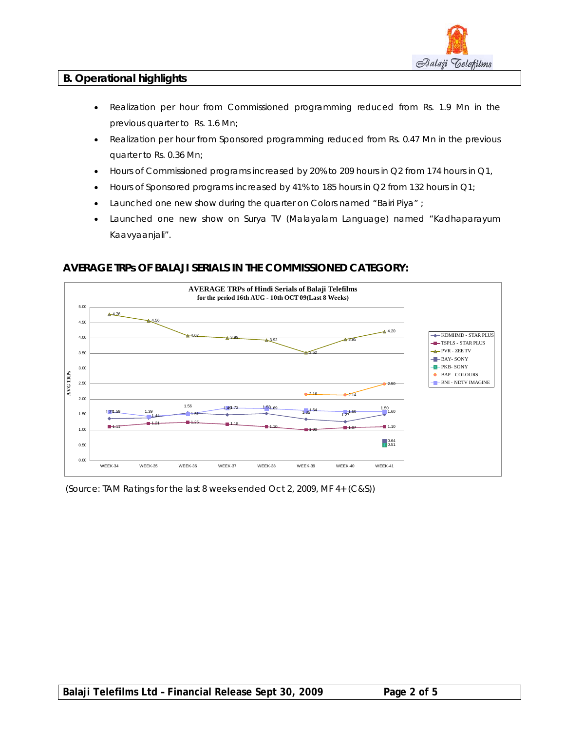## B. Operational highlights

- Realization per hour from Commissioned programming reduced from Rs. 1.9 Mn in the previous quarter to Rs. 1.6 Mn;
- Realization per hour from Sponsored programming reduced from Rs. 0.47 Mn in the previous quarter to Rs. 0.36 Mn;
- Hours of Commissioned programs increased by 20% to 209 hours in Q2 from 174 hours in Q1,
- Hours of Sponsored programs increased by 41% to 185 hours in Q2 from 132 hours in Q1;
- Launched one new show during the quarter on Colors named "Bairi Piya" ;
- Launched one new show on Surya TV (Malayalam Language) named "Kadhaparayum Kaavyaanjali".

### AVERAGE TRPs OF BALAJI SERIALS IN THE COMMISSIONED CATEGORY:

**AVERAGE TRPs of Hindi Serials of Balaji Telefilms**
**for the period 16th AUG - 10th OCT 09(Last 8 Weeks)**

| AVG TRPs | WEEK-34 | WEEK-35 | WEEK-36 | WEEK-37 | WEEK-38 | WEEK-39 | WEEK-40 | WEEK-41 |
|---|---|---|---|---|---|---|---|---|
| KDMHMD - STAR PLUS | 1.37 | 1.39 | 1.56 | 1.49 | 1.53 | 1.35 | 1.27 | 1.50 |
| TSPLS - STAR PLUS | 1.11 | 1.21 | 1.25 | 1.18 | 1.10 | 1.00 | 1.07 | 1.10 |
| PVR - ZEE TV | 4.76 | 4.56 | 4.07 | 3.99 | 3.92 | 3.52 | 3.95 | 4.20 |
| BAY- SONY | | | | | | | | 0.64 |
| PKB- SONY | | | | | | | | 0.51 |
| BAP - COLOURS | | | | | | 2.16 | 2.14 | 2.50 |
| BNI - NDTV IMAGINE | 1.59 | 1.44 | 1.51 | 1.72 | 1.69 | 1.64 | 1.60 | 1.60 |

(Source: TAM Ratings for the last 8 weeks ended Oct 2, 2009, MF 4+ (C&S))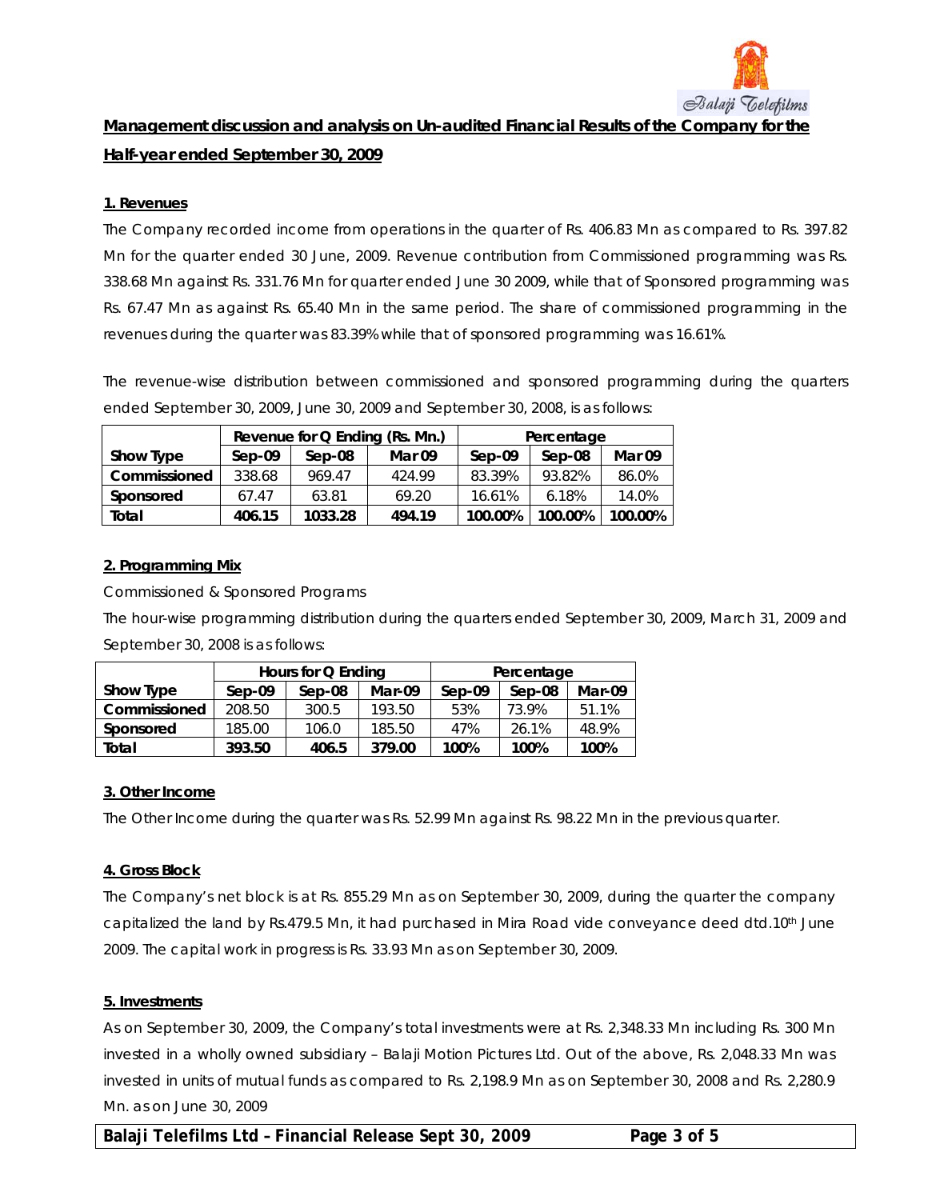## Management discussion and analysis on Un-audited Financial Results of the Company for the Half-year ended September 30, 2009

### 1. Revenues

The Company recorded income from operations in the quarter of Rs. 406.83 Mn as compared to Rs. 397.82 Mn for the quarter ended 30 June, 2009. Revenue contribution from Commissioned programming was Rs. 338.68 Mn against Rs. 331.76 Mn for quarter ended June 30 2009, while that of Sponsored programming was Rs. 67.47 Mn as against Rs. 65.40 Mn in the same period. The share of commissioned programming in the revenues during the quarter was 83.39% while that of sponsored programming was 16.61%.

The revenue-wise distribution between commissioned and sponsored programming during the quarters ended September 30, 2009, June 30, 2009 and September 30, 2008, is as follows:

| | Revenue for Q Ending (Rs. Mn.) | | | Percentage | | |
|---|---|---|---|---|---|---|
| **Show Type** | **Sep-09** | **Sep-08** | **Mar 09** | **Sep-09** | **Sep-08** | **Mar 09** |
| **Commissioned** | 338.68 | 969.47 | 424.99 | 83.39% | 93.82% | 86.0% |
| **Sponsored** | 67.47 | 63.81 | 69.20 | 16.61% | 6.18% | 14.0% |
| **Total** | **406.15** | **1033.28** | **494.19** | **100.00%** | **100.00%** | **100.00%** |

### 2. Programming Mix

Commissioned & Sponsored Programs

The hour-wise programming distribution during the quarters ended September 30, 2009, March 31, 2009 and September 30, 2008 is as follows:

| | Hours for Q Ending | | | Percentage | | |
|---|---|---|---|---|---|---|
| **Show Type** | **Sep-09** | **Sep-08** | **Mar-09** | **Sep-09** | **Sep-08** | **Mar-09** |
| **Commissioned** | 208.50 | 300.5 | 193.50 | 53% | 73.9% | 51.1% |
| **Sponsored** | 185.00 | 106.0 | 185.50 | 47% | 26.1% | 48.9% |
| **Total** | **393.50** | **406.5** | **379.00** | **100%** | **100%** | **100%** |

### 3. Other Income

The Other Income during the quarter was Rs. 52.99 Mn against Rs. 98.22 Mn in the previous quarter.

### 4. Gross Block

The Company's net block is at Rs. 855.29 Mn as on September 30, 2009, during the quarter the company capitalized the land by Rs.479.5 Mn, it had purchased in Mira Road vide conveyance deed dtd.10th June 2009. The capital work in progress is Rs. 33.93 Mn as on September 30, 2009.

### 5. Investments

As on September 30, 2009, the Company's total investments were at Rs. 2,348.33 Mn including Rs. 300 Mn invested in a wholly owned subsidiary – Balaji Motion Pictures Ltd. Out of the above, Rs. 2,048.33 Mn was invested in units of mutual funds as compared to Rs. 2,198.9 Mn as on September 30, 2008 and Rs. 2,280.9 Mn. as on June 30, 2009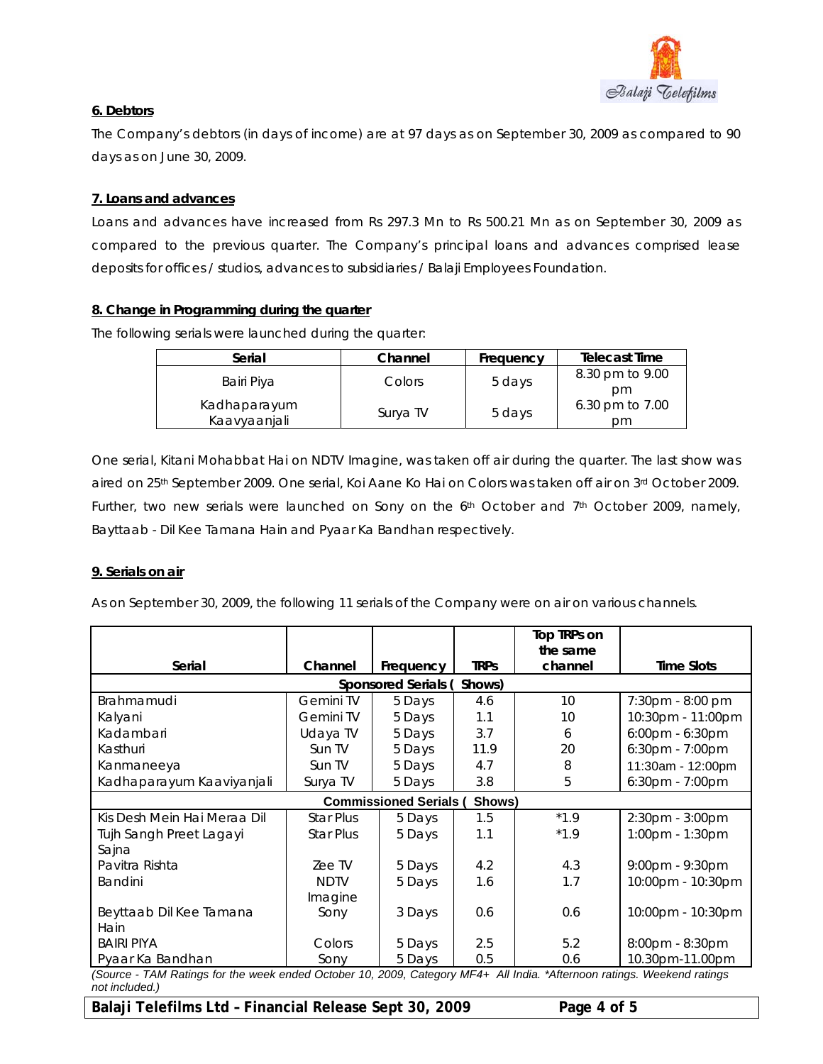## 6. Debtors

The Company's debtors (in days of income) are at 97 days as on September 30, 2009 as compared to 90 days as on June 30, 2009.

## 7. Loans and advances

Loans and advances have increased from Rs 297.3 Mn to Rs 500.21 Mn as on September 30, 2009 as compared to the previous quarter. The Company's principal loans and advances comprised lease deposits for offices / studios, advances to subsidiaries / Balaji Employees Foundation.

## 8. Change in Programming during the quarter

The following serials were launched during the quarter:

| Serial | Channel | Frequency | Telecast Time |
|---|---|---|---|
| Bairi Piya | Colors | 5 days | 8.30 pm to 9.00 pm |
| Kadhaparayum Kaavyaanjali | Surya TV | 5 days | 6.30 pm to 7.00 pm |

One serial, Kitani Mohabbat Hai on NDTV Imagine, was taken off air during the quarter. The last show was aired on 25th September 2009. One serial, Koi Aane Ko Hai on Colors was taken off air on 3rd October 2009. Further, two new serials were launched on Sony on the 6th October and 7th October 2009, namely, Bayttaab - Dil Kee Tamana Hain and Pyaar Ka Bandhan respectively.

## 9. Serials on air

As on September 30, 2009, the following 11 serials of the Company were on air on various channels.

| Serial | Channel | Frequency | TRPs | Top TRPs on the same channel | Time Slots |
|---|---|---|---|---|---|
| **Sponsored Serials ( Shows)** | | | | | |
| Brahmamudi | Gemini TV | 5 Days | 4.6 | 10 | 7:30pm - 8:00 pm |
| Kalyani | Gemini TV | 5 Days | 1.1 | 10 | 10:30pm - 11:00pm |
| Kadambari | Udaya TV | 5 Days | 3.7 | 6 | 6:00pm - 6:30pm |
| Kasthuri | Sun TV | 5 Days | 11.9 | 20 | 6:30pm - 7:00pm |
| Kanmaneeya | Sun TV | 5 Days | 4.7 | 8 | 11:30am - 12:00pm |
| Kadhaparayum Kaaviyanjali | Surya TV | 5 Days | 3.8 | 5 | 6:30pm - 7:00pm |
| **Commissioned Serials ( Shows)** | | | | | |
| Kis Desh Mein Hai Meraa Dil | Star Plus | 5 Days | 1.5 | *1.9 | 2:30pm - 3:00pm |
| Tujh Sangh Preet Lagayi Sajna | Star Plus | 5 Days | 1.1 | *1.9 | 1:00pm - 1:30pm |
| Pavitra Rishta | Zee TV | 5 Days | 4.2 | 4.3 | 9:00pm - 9:30pm |
| Bandini | NDTV Imagine | 5 Days | 1.6 | 1.7 | 10:00pm - 10:30pm |
| Beyttaab Dil Kee Tamana Hain | Sony | 3 Days | 0.6 | 0.6 | 10:00pm - 10:30pm |
| BAIRI PIYA | Colors | 5 Days | 2.5 | 5.2 | 8:00pm - 8:30pm |
| Pyaar Ka Bandhan | Sony | 5 Days | 0.5 | 0.6 | 10.30pm-11.00pm |

*(Source - TAM Ratings for the week ended October 10, 2009, Category MF4+ All India. *Afternoon ratings. Weekend ratings not included.)*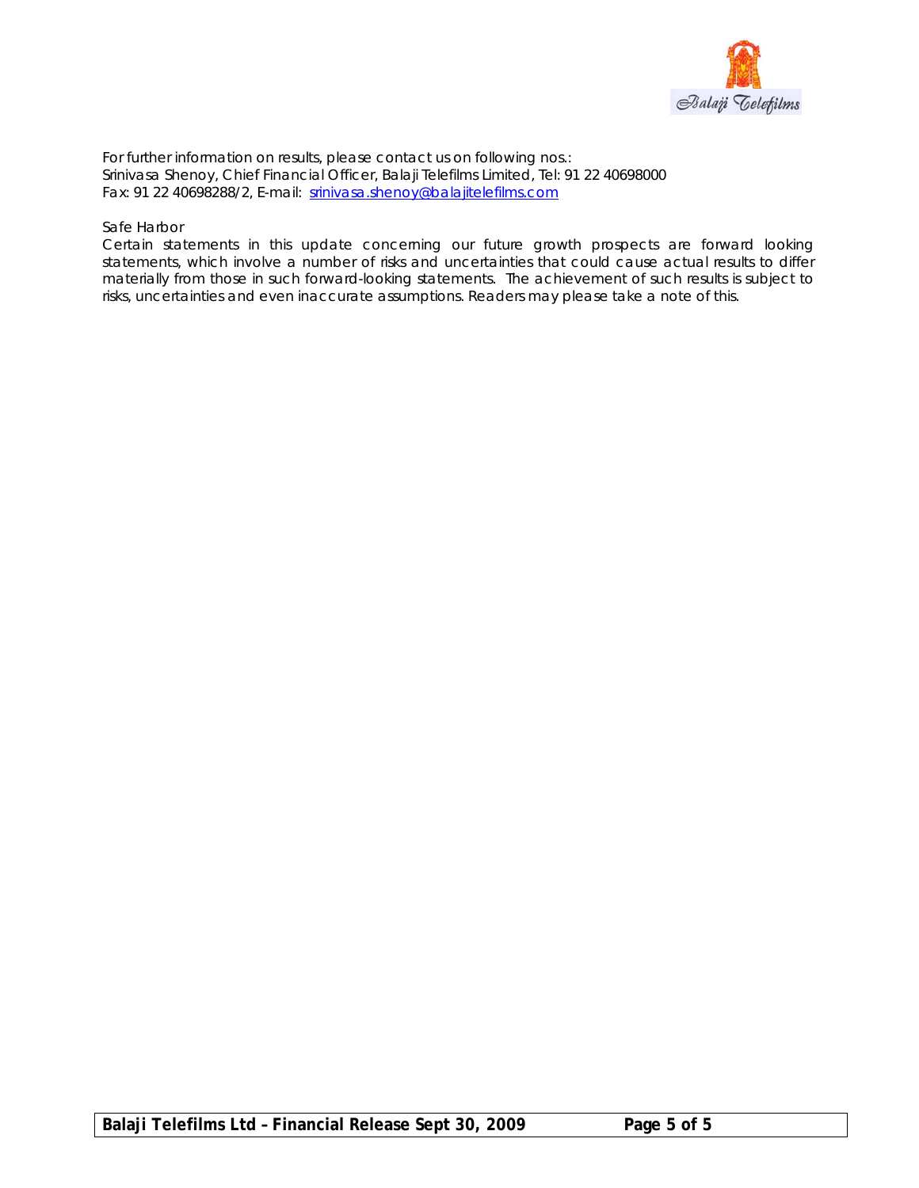For further information on results, please contact us on following nos.:
Srinivasa Shenoy, Chief Financial Officer, Balaji Telefilms Limited, Tel: 91 22 40698000
Fax: 91 22 40698288/2, E-mail: srinivasa.shenoy@balajitelefilms.com

Safe Harbor

Certain statements in this update concerning our future growth prospects are forward looking statements, which involve a number of risks and uncertainties that could cause actual results to differ materially from those in such forward-looking statements. The achievement of such results is subject to risks, uncertainties and even inaccurate assumptions. Readers may please take a note of this.